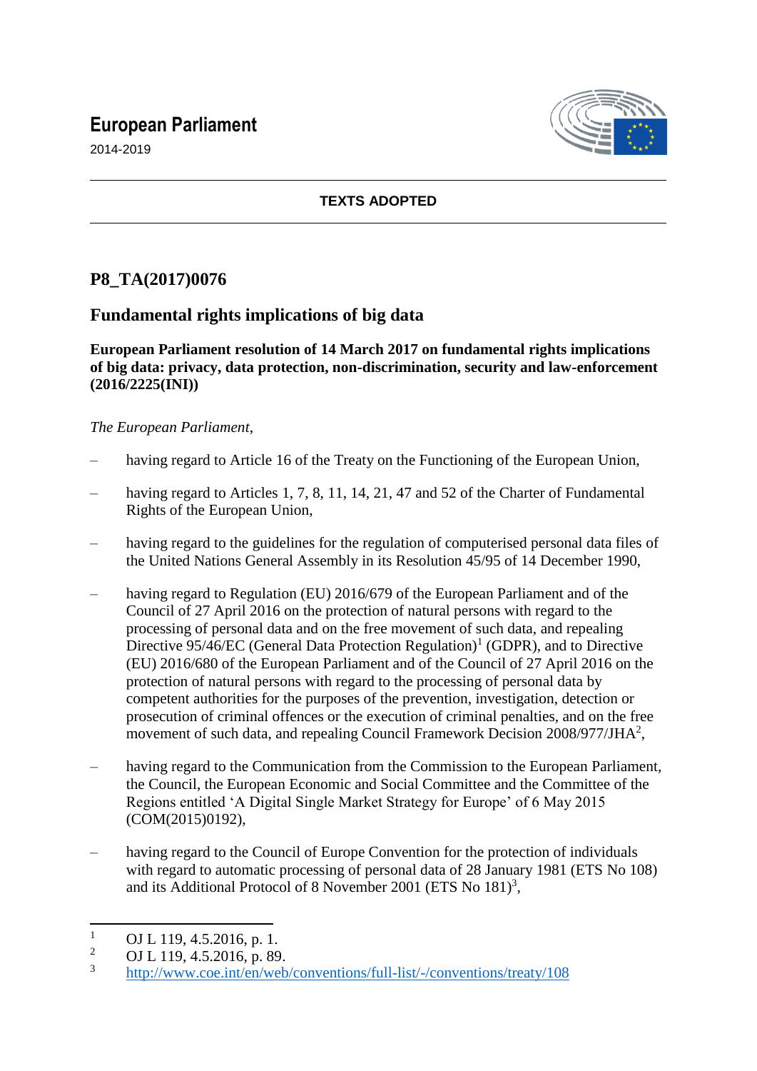# European Parliament

2014-2019

**TEXTS ADOPTED**

## P8_TA(2017)0076

## Fundamental rights implications of big data

**European Parliament resolution of 14 March 2017 on fundamental rights implications of big data: privacy, data protection, non-discrimination, security and law-enforcement (2016/2225(INI))**

*The European Parliament*,

- having regard to Article 16 of the Treaty on the Functioning of the European Union,
- having regard to Articles 1, 7, 8, 11, 14, 21, 47 and 52 of the Charter of Fundamental Rights of the European Union,
- having regard to the guidelines for the regulation of computerised personal data files of the United Nations General Assembly in its Resolution 45/95 of 14 December 1990,
- having regard to Regulation (EU) 2016/679 of the European Parliament and of the Council of 27 April 2016 on the protection of natural persons with regard to the processing of personal data and on the free movement of such data, and repealing Directive 95/46/EC (General Data Protection Regulation)[1] (GDPR), and to Directive (EU) 2016/680 of the European Parliament and of the Council of 27 April 2016 on the protection of natural persons with regard to the processing of personal data by competent authorities for the purposes of the prevention, investigation, detection or prosecution of criminal offences or the execution of criminal penalties, and on the free movement of such data, and repealing Council Framework Decision 2008/977/JHA[2],
- having regard to the Communication from the Commission to the European Parliament, the Council, the European Economic and Social Committee and the Committee of the Regions entitled 'A Digital Single Market Strategy for Europe' of 6 May 2015 (COM(2015)0192),
- having regard to the Council of Europe Convention for the protection of individuals with regard to automatic processing of personal data of 28 January 1981 (ETS No 108) and its Additional Protocol of 8 November 2001 (ETS No 181)[3],

---

[1] OJ L 119, 4.5.2016, p. 1.

[2] OJ L 119, 4.5.2016, p. 89.

[3] http://www.coe.int/en/web/conventions/full-list/-/conventions/treaty/108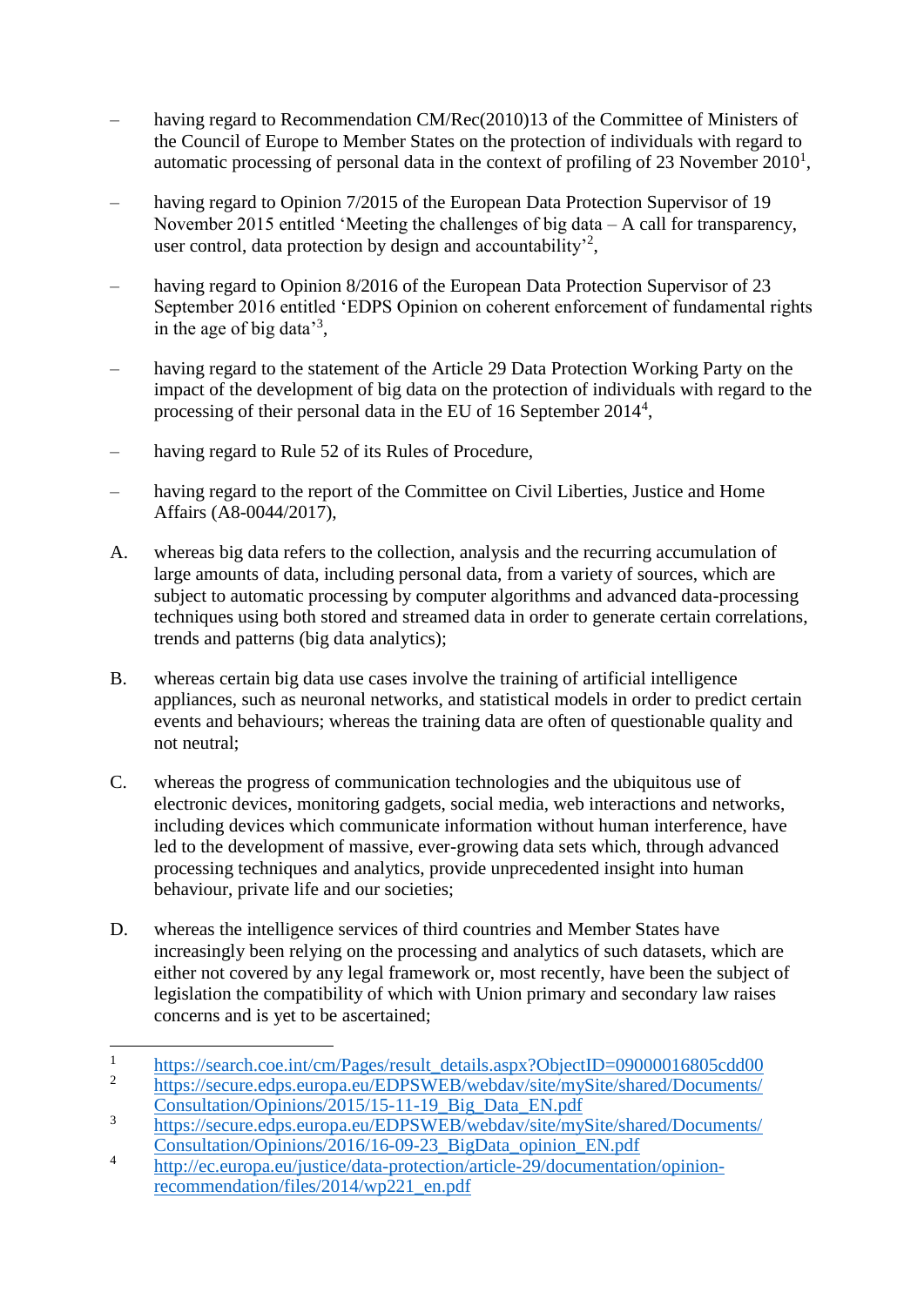- having regard to Recommendation CM/Rec(2010)13 of the Committee of Ministers of the Council of Europe to Member States on the protection of individuals with regard to automatic processing of personal data in the context of profiling of 23 November 2010[1],

- having regard to Opinion 7/2015 of the European Data Protection Supervisor of 19 November 2015 entitled 'Meeting the challenges of big data – A call for transparency, user control, data protection by design and accountability'[2],

- having regard to Opinion 8/2016 of the European Data Protection Supervisor of 23 September 2016 entitled 'EDPS Opinion on coherent enforcement of fundamental rights in the age of big data'[3],

- having regard to the statement of the Article 29 Data Protection Working Party on the impact of the development of big data on the protection of individuals with regard to the processing of their personal data in the EU of 16 September 2014[4],

- having regard to Rule 52 of its Rules of Procedure,

- having regard to the report of the Committee on Civil Liberties, Justice and Home Affairs (A8-0044/2017),

A. whereas big data refers to the collection, analysis and the recurring accumulation of large amounts of data, including personal data, from a variety of sources, which are subject to automatic processing by computer algorithms and advanced data-processing techniques using both stored and streamed data in order to generate certain correlations, trends and patterns (big data analytics);

B. whereas certain big data use cases involve the training of artificial intelligence appliances, such as neuronal networks, and statistical models in order to predict certain events and behaviours; whereas the training data are often of questionable quality and not neutral;

C. whereas the progress of communication technologies and the ubiquitous use of electronic devices, monitoring gadgets, social media, web interactions and networks, including devices which communicate information without human interference, have led to the development of massive, ever-growing data sets which, through advanced processing techniques and analytics, provide unprecedented insight into human behaviour, private life and our societies;

D. whereas the intelligence services of third countries and Member States have increasingly been relying on the processing and analytics of such datasets, which are either not covered by any legal framework or, most recently, have been the subject of legislation the compatibility of which with Union primary and secondary law raises concerns and is yet to be ascertained;

---

[1] https://search.coe.int/cm/Pages/result_details.aspx?ObjectID=09000016805cdd00

[2] https://secure.edps.europa.eu/EDPSWEB/webdav/site/mySite/shared/Documents/Consultation/Opinions/2015/15-11-19_Big_Data_EN.pdf

[3] https://secure.edps.europa.eu/EDPSWEB/webdav/site/mySite/shared/Documents/Consultation/Opinions/2016/16-09-23_BigData_opinion_EN.pdf

[4] http://ec.europa.eu/justice/data-protection/article-29/documentation/opinion-recommendation/files/2014/wp221_en.pdf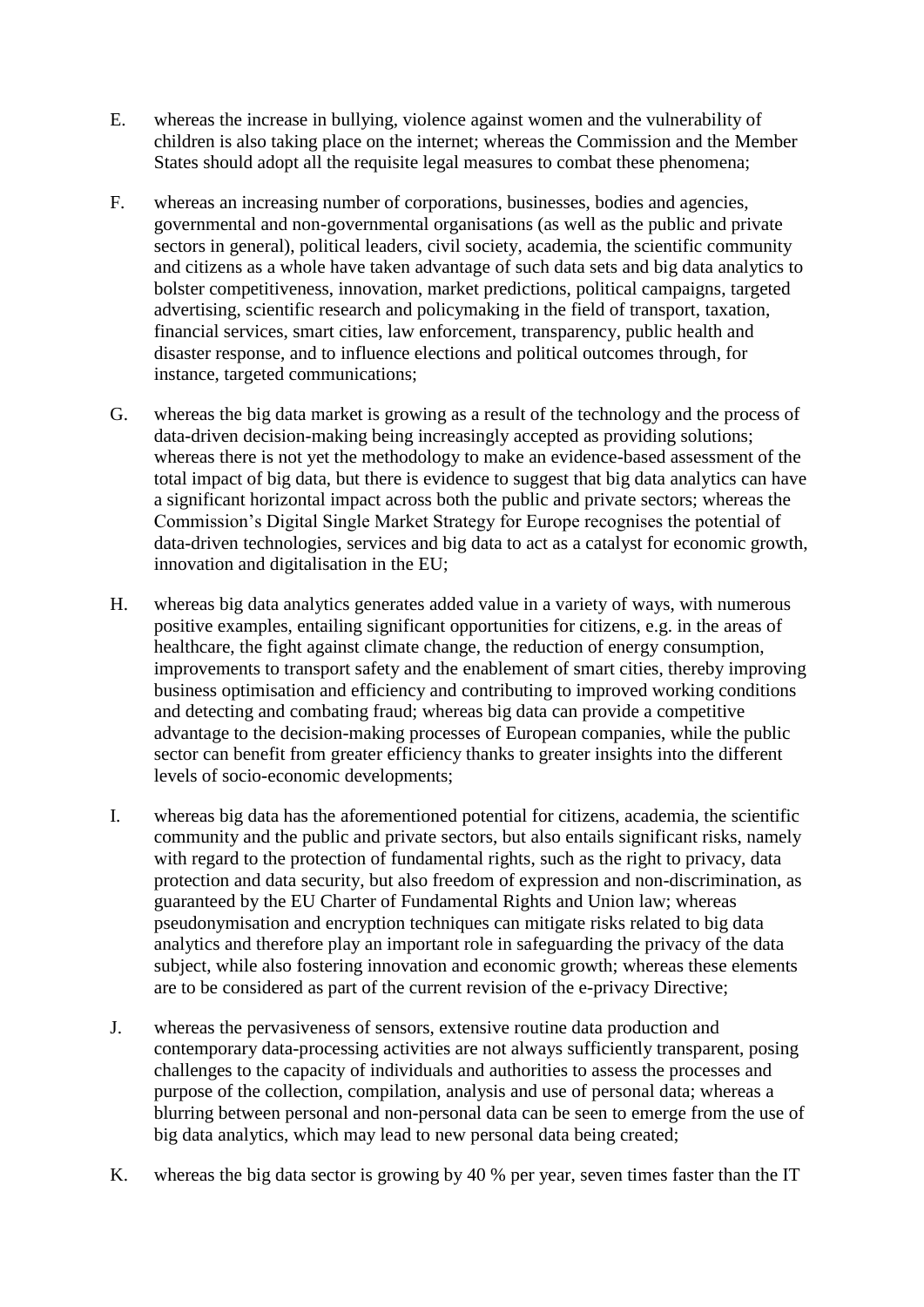E. whereas the increase in bullying, violence against women and the vulnerability of children is also taking place on the internet; whereas the Commission and the Member States should adopt all the requisite legal measures to combat these phenomena;

F. whereas an increasing number of corporations, businesses, bodies and agencies, governmental and non-governmental organisations (as well as the public and private sectors in general), political leaders, civil society, academia, the scientific community and citizens as a whole have taken advantage of such data sets and big data analytics to bolster competitiveness, innovation, market predictions, political campaigns, targeted advertising, scientific research and policymaking in the field of transport, taxation, financial services, smart cities, law enforcement, transparency, public health and disaster response, and to influence elections and political outcomes through, for instance, targeted communications;

G. whereas the big data market is growing as a result of the technology and the process of data-driven decision-making being increasingly accepted as providing solutions; whereas there is not yet the methodology to make an evidence-based assessment of the total impact of big data, but there is evidence to suggest that big data analytics can have a significant horizontal impact across both the public and private sectors; whereas the Commission's Digital Single Market Strategy for Europe recognises the potential of data-driven technologies, services and big data to act as a catalyst for economic growth, innovation and digitalisation in the EU;

H. whereas big data analytics generates added value in a variety of ways, with numerous positive examples, entailing significant opportunities for citizens, e.g. in the areas of healthcare, the fight against climate change, the reduction of energy consumption, improvements to transport safety and the enablement of smart cities, thereby improving business optimisation and efficiency and contributing to improved working conditions and detecting and combating fraud; whereas big data can provide a competitive advantage to the decision-making processes of European companies, while the public sector can benefit from greater efficiency thanks to greater insights into the different levels of socio-economic developments;

I. whereas big data has the aforementioned potential for citizens, academia, the scientific community and the public and private sectors, but also entails significant risks, namely with regard to the protection of fundamental rights, such as the right to privacy, data protection and data security, but also freedom of expression and non-discrimination, as guaranteed by the EU Charter of Fundamental Rights and Union law; whereas pseudonymisation and encryption techniques can mitigate risks related to big data analytics and therefore play an important role in safeguarding the privacy of the data subject, while also fostering innovation and economic growth; whereas these elements are to be considered as part of the current revision of the e-privacy Directive;

J. whereas the pervasiveness of sensors, extensive routine data production and contemporary data-processing activities are not always sufficiently transparent, posing challenges to the capacity of individuals and authorities to assess the processes and purpose of the collection, compilation, analysis and use of personal data; whereas a blurring between personal and non-personal data can be seen to emerge from the use of big data analytics, which may lead to new personal data being created;

K. whereas the big data sector is growing by 40 % per year, seven times faster than the IT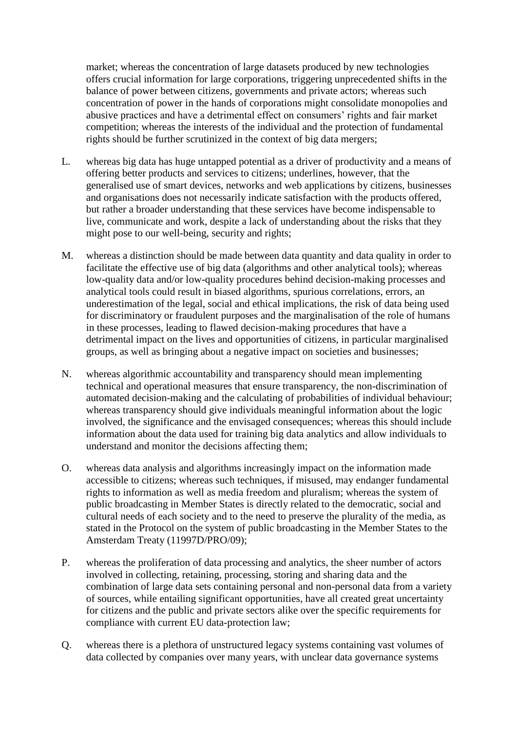market; whereas the concentration of large datasets produced by new technologies offers crucial information for large corporations, triggering unprecedented shifts in the balance of power between citizens, governments and private actors; whereas such concentration of power in the hands of corporations might consolidate monopolies and abusive practices and have a detrimental effect on consumers' rights and fair market competition; whereas the interests of the individual and the protection of fundamental rights should be further scrutinized in the context of big data mergers;

L. whereas big data has huge untapped potential as a driver of productivity and a means of offering better products and services to citizens; underlines, however, that the generalised use of smart devices, networks and web applications by citizens, businesses and organisations does not necessarily indicate satisfaction with the products offered, but rather a broader understanding that these services have become indispensable to live, communicate and work, despite a lack of understanding about the risks that they might pose to our well-being, security and rights;

M. whereas a distinction should be made between data quantity and data quality in order to facilitate the effective use of big data (algorithms and other analytical tools); whereas low-quality data and/or low-quality procedures behind decision-making processes and analytical tools could result in biased algorithms, spurious correlations, errors, an underestimation of the legal, social and ethical implications, the risk of data being used for discriminatory or fraudulent purposes and the marginalisation of the role of humans in these processes, leading to flawed decision-making procedures that have a detrimental impact on the lives and opportunities of citizens, in particular marginalised groups, as well as bringing about a negative impact on societies and businesses;

N. whereas algorithmic accountability and transparency should mean implementing technical and operational measures that ensure transparency, the non-discrimination of automated decision-making and the calculating of probabilities of individual behaviour; whereas transparency should give individuals meaningful information about the logic involved, the significance and the envisaged consequences; whereas this should include information about the data used for training big data analytics and allow individuals to understand and monitor the decisions affecting them;

O. whereas data analysis and algorithms increasingly impact on the information made accessible to citizens; whereas such techniques, if misused, may endanger fundamental rights to information as well as media freedom and pluralism; whereas the system of public broadcasting in Member States is directly related to the democratic, social and cultural needs of each society and to the need to preserve the plurality of the media, as stated in the Protocol on the system of public broadcasting in the Member States to the Amsterdam Treaty (11997D/PRO/09);

P. whereas the proliferation of data processing and analytics, the sheer number of actors involved in collecting, retaining, processing, storing and sharing data and the combination of large data sets containing personal and non-personal data from a variety of sources, while entailing significant opportunities, have all created great uncertainty for citizens and the public and private sectors alike over the specific requirements for compliance with current EU data-protection law;

Q. whereas there is a plethora of unstructured legacy systems containing vast volumes of data collected by companies over many years, with unclear data governance systems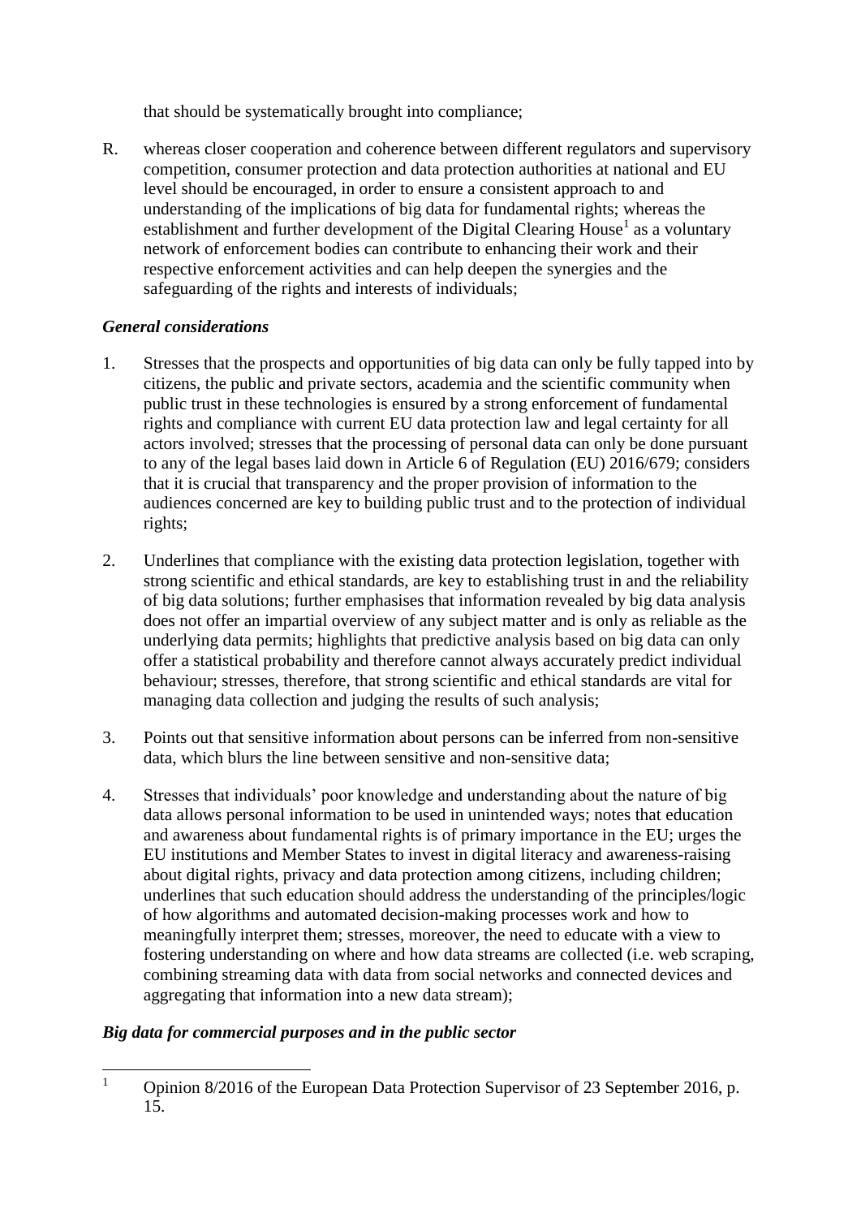that should be systematically brought into compliance;

R. whereas closer cooperation and coherence between different regulators and supervisory competition, consumer protection and data protection authorities at national and EU level should be encouraged, in order to ensure a consistent approach to and understanding of the implications of big data for fundamental rights; whereas the establishment and further development of the Digital Clearing House[1] as a voluntary network of enforcement bodies can contribute to enhancing their work and their respective enforcement activities and can help deepen the synergies and the safeguarding of the rights and interests of individuals;

### *General considerations*

1. Stresses that the prospects and opportunities of big data can only be fully tapped into by citizens, the public and private sectors, academia and the scientific community when public trust in these technologies is ensured by a strong enforcement of fundamental rights and compliance with current EU data protection law and legal certainty for all actors involved; stresses that the processing of personal data can only be done pursuant to any of the legal bases laid down in Article 6 of Regulation (EU) 2016/679; considers that it is crucial that transparency and the proper provision of information to the audiences concerned are key to building public trust and to the protection of individual rights;

2. Underlines that compliance with the existing data protection legislation, together with strong scientific and ethical standards, are key to establishing trust in and the reliability of big data solutions; further emphasises that information revealed by big data analysis does not offer an impartial overview of any subject matter and is only as reliable as the underlying data permits; highlights that predictive analysis based on big data can only offer a statistical probability and therefore cannot always accurately predict individual behaviour; stresses, therefore, that strong scientific and ethical standards are vital for managing data collection and judging the results of such analysis;

3. Points out that sensitive information about persons can be inferred from non-sensitive data, which blurs the line between sensitive and non-sensitive data;

4. Stresses that individuals' poor knowledge and understanding about the nature of big data allows personal information to be used in unintended ways; notes that education and awareness about fundamental rights is of primary importance in the EU; urges the EU institutions and Member States to invest in digital literacy and awareness-raising about digital rights, privacy and data protection among citizens, including children; underlines that such education should address the understanding of the principles/logic of how algorithms and automated decision-making processes work and how to meaningfully interpret them; stresses, moreover, the need to educate with a view to fostering understanding on where and how data streams are collected (i.e. web scraping, combining streaming data with data from social networks and connected devices and aggregating that information into a new data stream);

### *Big data for commercial purposes and in the public sector*

[1] Opinion 8/2016 of the European Data Protection Supervisor of 23 September 2016, p. 15.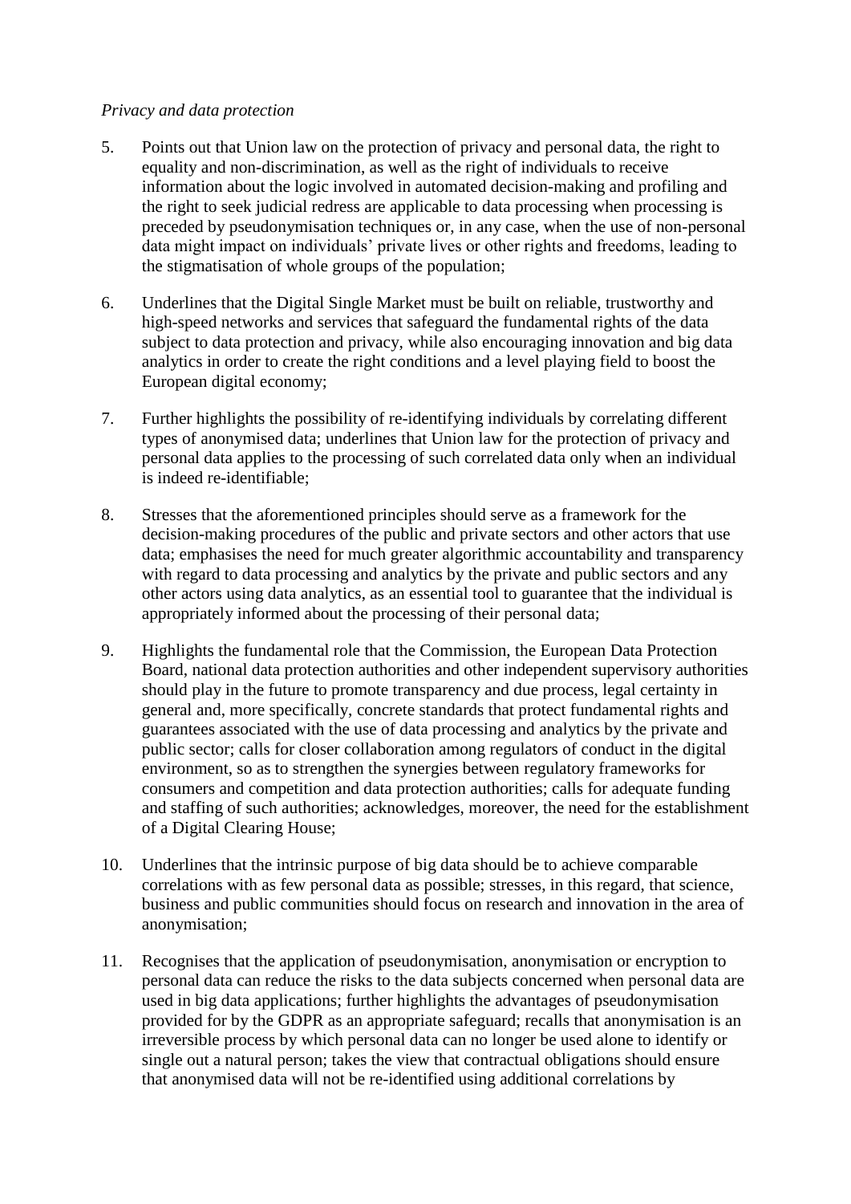*Privacy and data protection*

5. Points out that Union law on the protection of privacy and personal data, the right to equality and non-discrimination, as well as the right of individuals to receive information about the logic involved in automated decision-making and profiling and the right to seek judicial redress are applicable to data processing when processing is preceded by pseudonymisation techniques or, in any case, when the use of non-personal data might impact on individuals' private lives or other rights and freedoms, leading to the stigmatisation of whole groups of the population;

6. Underlines that the Digital Single Market must be built on reliable, trustworthy and high-speed networks and services that safeguard the fundamental rights of the data subject to data protection and privacy, while also encouraging innovation and big data analytics in order to create the right conditions and a level playing field to boost the European digital economy;

7. Further highlights the possibility of re-identifying individuals by correlating different types of anonymised data; underlines that Union law for the protection of privacy and personal data applies to the processing of such correlated data only when an individual is indeed re-identifiable;

8. Stresses that the aforementioned principles should serve as a framework for the decision-making procedures of the public and private sectors and other actors that use data; emphasises the need for much greater algorithmic accountability and transparency with regard to data processing and analytics by the private and public sectors and any other actors using data analytics, as an essential tool to guarantee that the individual is appropriately informed about the processing of their personal data;

9. Highlights the fundamental role that the Commission, the European Data Protection Board, national data protection authorities and other independent supervisory authorities should play in the future to promote transparency and due process, legal certainty in general and, more specifically, concrete standards that protect fundamental rights and guarantees associated with the use of data processing and analytics by the private and public sector; calls for closer collaboration among regulators of conduct in the digital environment, so as to strengthen the synergies between regulatory frameworks for consumers and competition and data protection authorities; calls for adequate funding and staffing of such authorities; acknowledges, moreover, the need for the establishment of a Digital Clearing House;

10. Underlines that the intrinsic purpose of big data should be to achieve comparable correlations with as few personal data as possible; stresses, in this regard, that science, business and public communities should focus on research and innovation in the area of anonymisation;

11. Recognises that the application of pseudonymisation, anonymisation or encryption to personal data can reduce the risks to the data subjects concerned when personal data are used in big data applications; further highlights the advantages of pseudonymisation provided for by the GDPR as an appropriate safeguard; recalls that anonymisation is an irreversible process by which personal data can no longer be used alone to identify or single out a natural person; takes the view that contractual obligations should ensure that anonymised data will not be re-identified using additional correlations by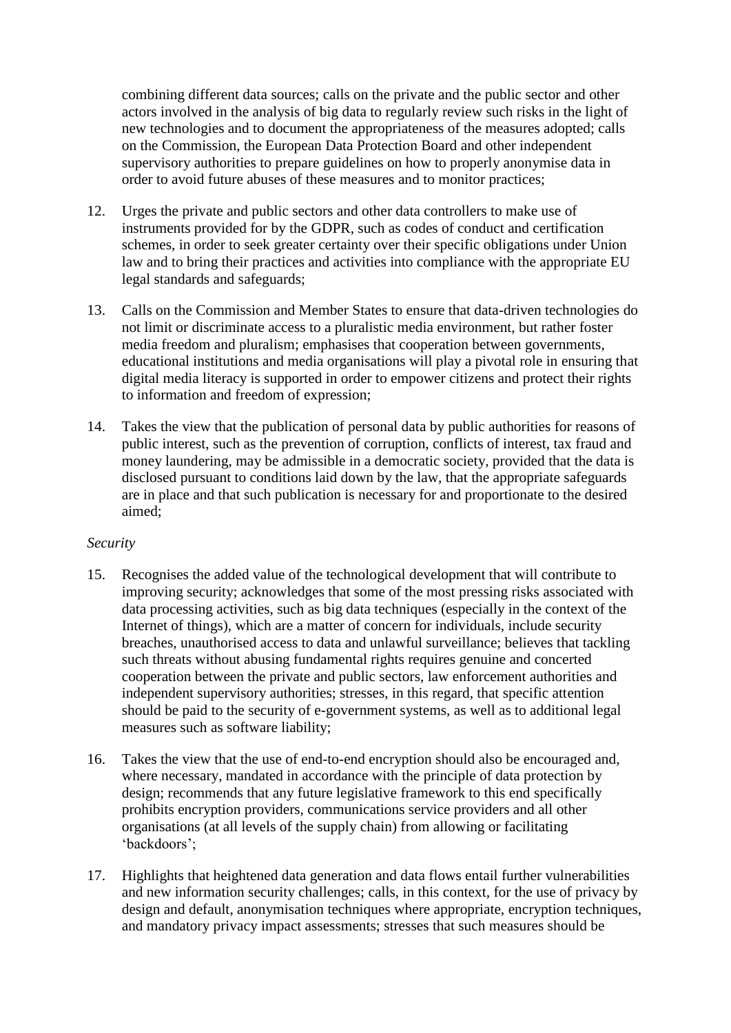combining different data sources; calls on the private and the public sector and other actors involved in the analysis of big data to regularly review such risks in the light of new technologies and to document the appropriateness of the measures adopted; calls on the Commission, the European Data Protection Board and other independent supervisory authorities to prepare guidelines on how to properly anonymise data in order to avoid future abuses of these measures and to monitor practices;

12. Urges the private and public sectors and other data controllers to make use of instruments provided for by the GDPR, such as codes of conduct and certification schemes, in order to seek greater certainty over their specific obligations under Union law and to bring their practices and activities into compliance with the appropriate EU legal standards and safeguards;

13. Calls on the Commission and Member States to ensure that data-driven technologies do not limit or discriminate access to a pluralistic media environment, but rather foster media freedom and pluralism; emphasises that cooperation between governments, educational institutions and media organisations will play a pivotal role in ensuring that digital media literacy is supported in order to empower citizens and protect their rights to information and freedom of expression;

14. Takes the view that the publication of personal data by public authorities for reasons of public interest, such as the prevention of corruption, conflicts of interest, tax fraud and money laundering, may be admissible in a democratic society, provided that the data is disclosed pursuant to conditions laid down by the law, that the appropriate safeguards are in place and that such publication is necessary for and proportionate to the desired aimed;

*Security*

15. Recognises the added value of the technological development that will contribute to improving security; acknowledges that some of the most pressing risks associated with data processing activities, such as big data techniques (especially in the context of the Internet of things), which are a matter of concern for individuals, include security breaches, unauthorised access to data and unlawful surveillance; believes that tackling such threats without abusing fundamental rights requires genuine and concerted cooperation between the private and public sectors, law enforcement authorities and independent supervisory authorities; stresses, in this regard, that specific attention should be paid to the security of e-government systems, as well as to additional legal measures such as software liability;

16. Takes the view that the use of end-to-end encryption should also be encouraged and, where necessary, mandated in accordance with the principle of data protection by design; recommends that any future legislative framework to this end specifically prohibits encryption providers, communications service providers and all other organisations (at all levels of the supply chain) from allowing or facilitating 'backdoors';

17. Highlights that heightened data generation and data flows entail further vulnerabilities and new information security challenges; calls, in this context, for the use of privacy by design and default, anonymisation techniques where appropriate, encryption techniques, and mandatory privacy impact assessments; stresses that such measures should be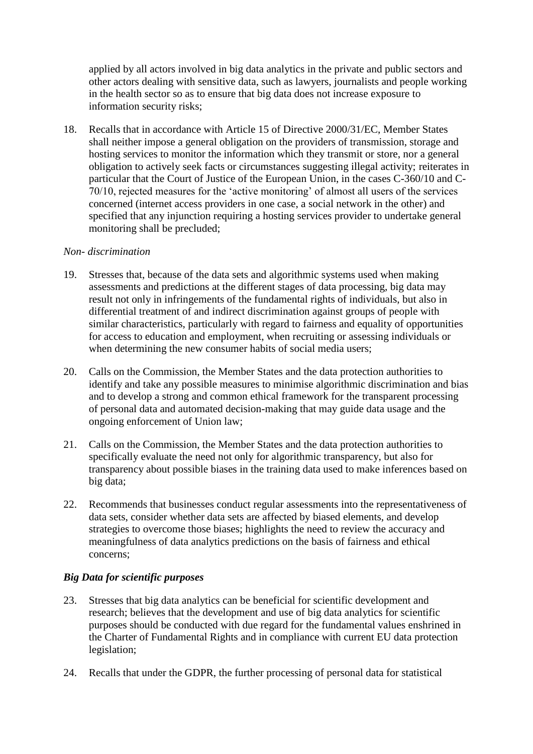applied by all actors involved in big data analytics in the private and public sectors and other actors dealing with sensitive data, such as lawyers, journalists and people working in the health sector so as to ensure that big data does not increase exposure to information security risks;

18. Recalls that in accordance with Article 15 of Directive 2000/31/EC, Member States shall neither impose a general obligation on the providers of transmission, storage and hosting services to monitor the information which they transmit or store, nor a general obligation to actively seek facts or circumstances suggesting illegal activity; reiterates in particular that the Court of Justice of the European Union, in the cases C-360/10 and C-70/10, rejected measures for the 'active monitoring' of almost all users of the services concerned (internet access providers in one case, a social network in the other) and specified that any injunction requiring a hosting services provider to undertake general monitoring shall be precluded;

*Non- discrimination*

19. Stresses that, because of the data sets and algorithmic systems used when making assessments and predictions at the different stages of data processing, big data may result not only in infringements of the fundamental rights of individuals, but also in differential treatment of and indirect discrimination against groups of people with similar characteristics, particularly with regard to fairness and equality of opportunities for access to education and employment, when recruiting or assessing individuals or when determining the new consumer habits of social media users;

20. Calls on the Commission, the Member States and the data protection authorities to identify and take any possible measures to minimise algorithmic discrimination and bias and to develop a strong and common ethical framework for the transparent processing of personal data and automated decision-making that may guide data usage and the ongoing enforcement of Union law;

21. Calls on the Commission, the Member States and the data protection authorities to specifically evaluate the need not only for algorithmic transparency, but also for transparency about possible biases in the training data used to make inferences based on big data;

22. Recommends that businesses conduct regular assessments into the representativeness of data sets, consider whether data sets are affected by biased elements, and develop strategies to overcome those biases; highlights the need to review the accuracy and meaningfulness of data analytics predictions on the basis of fairness and ethical concerns;

***Big Data for scientific purposes***

23. Stresses that big data analytics can be beneficial for scientific development and research; believes that the development and use of big data analytics for scientific purposes should be conducted with due regard for the fundamental values enshrined in the Charter of Fundamental Rights and in compliance with current EU data protection legislation;

24. Recalls that under the GDPR, the further processing of personal data for statistical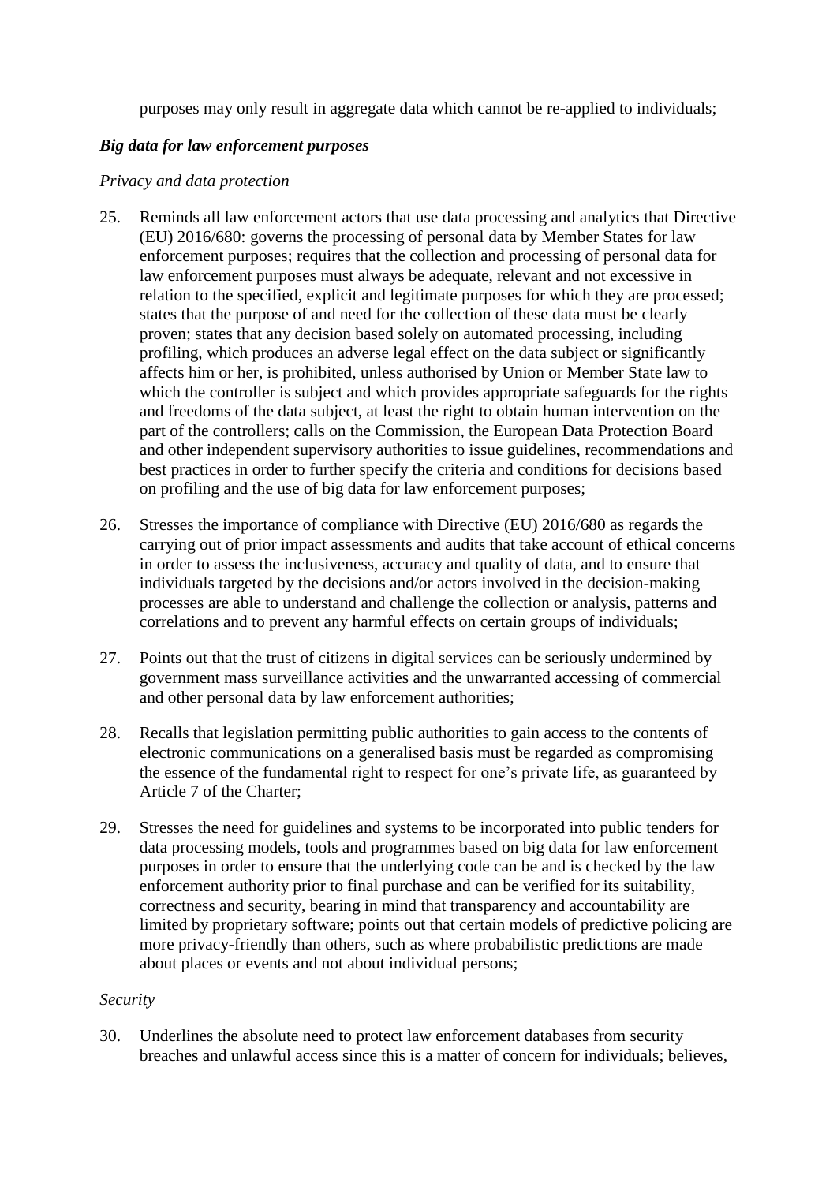purposes may only result in aggregate data which cannot be re-applied to individuals;

***Big data for law enforcement purposes***

*Privacy and data protection*

25. Reminds all law enforcement actors that use data processing and analytics that Directive (EU) 2016/680: governs the processing of personal data by Member States for law enforcement purposes; requires that the collection and processing of personal data for law enforcement purposes must always be adequate, relevant and not excessive in relation to the specified, explicit and legitimate purposes for which they are processed; states that the purpose of and need for the collection of these data must be clearly proven; states that any decision based solely on automated processing, including profiling, which produces an adverse legal effect on the data subject or significantly affects him or her, is prohibited, unless authorised by Union or Member State law to which the controller is subject and which provides appropriate safeguards for the rights and freedoms of the data subject, at least the right to obtain human intervention on the part of the controllers; calls on the Commission, the European Data Protection Board and other independent supervisory authorities to issue guidelines, recommendations and best practices in order to further specify the criteria and conditions for decisions based on profiling and the use of big data for law enforcement purposes;

26. Stresses the importance of compliance with Directive (EU) 2016/680 as regards the carrying out of prior impact assessments and audits that take account of ethical concerns in order to assess the inclusiveness, accuracy and quality of data, and to ensure that individuals targeted by the decisions and/or actors involved in the decision-making processes are able to understand and challenge the collection or analysis, patterns and correlations and to prevent any harmful effects on certain groups of individuals;

27. Points out that the trust of citizens in digital services can be seriously undermined by government mass surveillance activities and the unwarranted accessing of commercial and other personal data by law enforcement authorities;

28. Recalls that legislation permitting public authorities to gain access to the contents of electronic communications on a generalised basis must be regarded as compromising the essence of the fundamental right to respect for one's private life, as guaranteed by Article 7 of the Charter;

29. Stresses the need for guidelines and systems to be incorporated into public tenders for data processing models, tools and programmes based on big data for law enforcement purposes in order to ensure that the underlying code can be and is checked by the law enforcement authority prior to final purchase and can be verified for its suitability, correctness and security, bearing in mind that transparency and accountability are limited by proprietary software; points out that certain models of predictive policing are more privacy-friendly than others, such as where probabilistic predictions are made about places or events and not about individual persons;

*Security*

30. Underlines the absolute need to protect law enforcement databases from security breaches and unlawful access since this is a matter of concern for individuals; believes,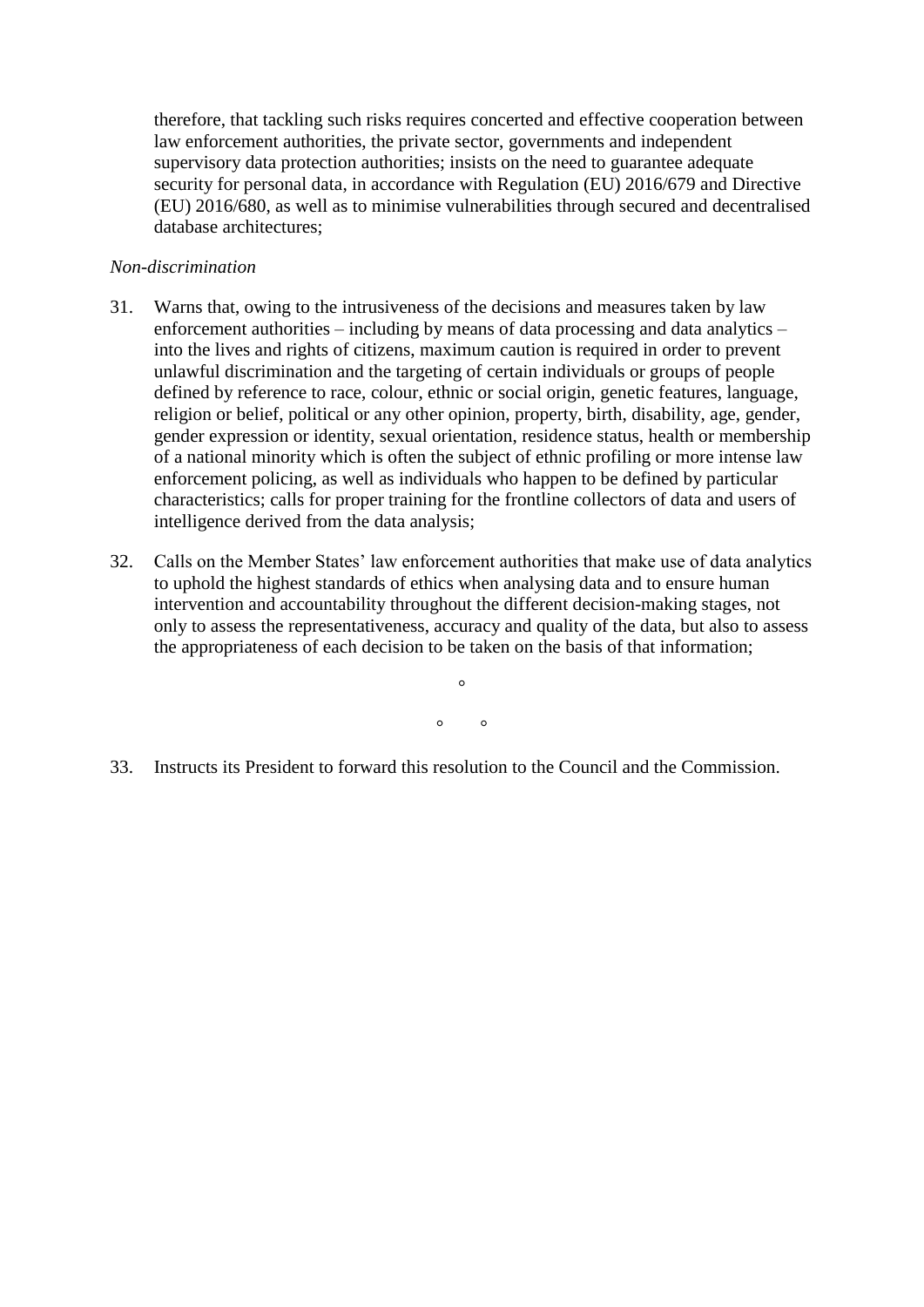therefore, that tackling such risks requires concerted and effective cooperation between law enforcement authorities, the private sector, governments and independent supervisory data protection authorities; insists on the need to guarantee adequate security for personal data, in accordance with Regulation (EU) 2016/679 and Directive (EU) 2016/680, as well as to minimise vulnerabilities through secured and decentralised database architectures;

*Non-discrimination*

31. Warns that, owing to the intrusiveness of the decisions and measures taken by law enforcement authorities – including by means of data processing and data analytics – into the lives and rights of citizens, maximum caution is required in order to prevent unlawful discrimination and the targeting of certain individuals or groups of people defined by reference to race, colour, ethnic or social origin, genetic features, language, religion or belief, political or any other opinion, property, birth, disability, age, gender, gender expression or identity, sexual orientation, residence status, health or membership of a national minority which is often the subject of ethnic profiling or more intense law enforcement policing, as well as individuals who happen to be defined by particular characteristics; calls for proper training for the frontline collectors of data and users of intelligence derived from the data analysis;

32. Calls on the Member States' law enforcement authorities that make use of data analytics to uphold the highest standards of ethics when analysing data and to ensure human intervention and accountability throughout the different decision-making stages, not only to assess the representativeness, accuracy and quality of the data, but also to assess the appropriateness of each decision to be taken on the basis of that information;

°

° °

33. Instructs its President to forward this resolution to the Council and the Commission.